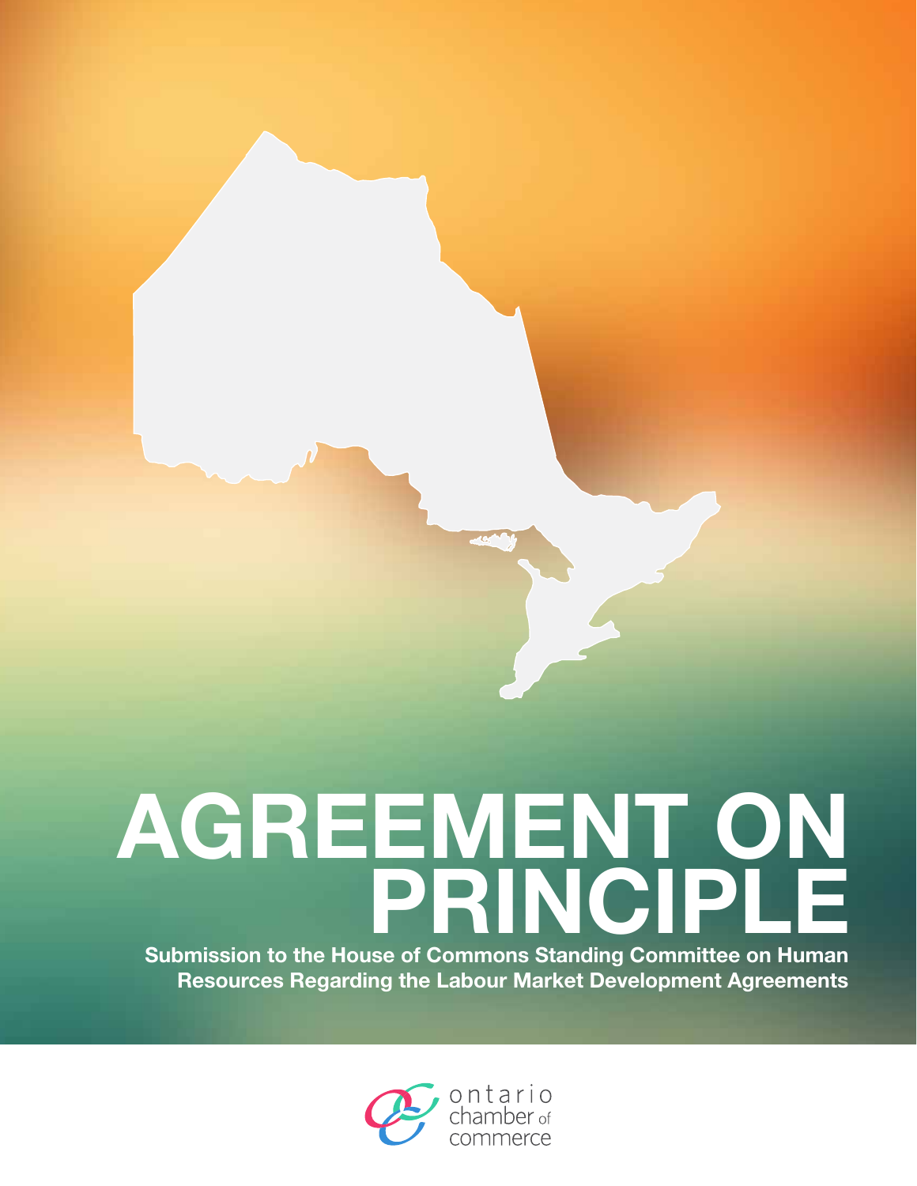# AGREEMENT ON PRINCIPLE

**Submission to the House of Commons Standing Committee on Human Resources Regarding the Labour Market Development Agreements**

ontario chamber of commerce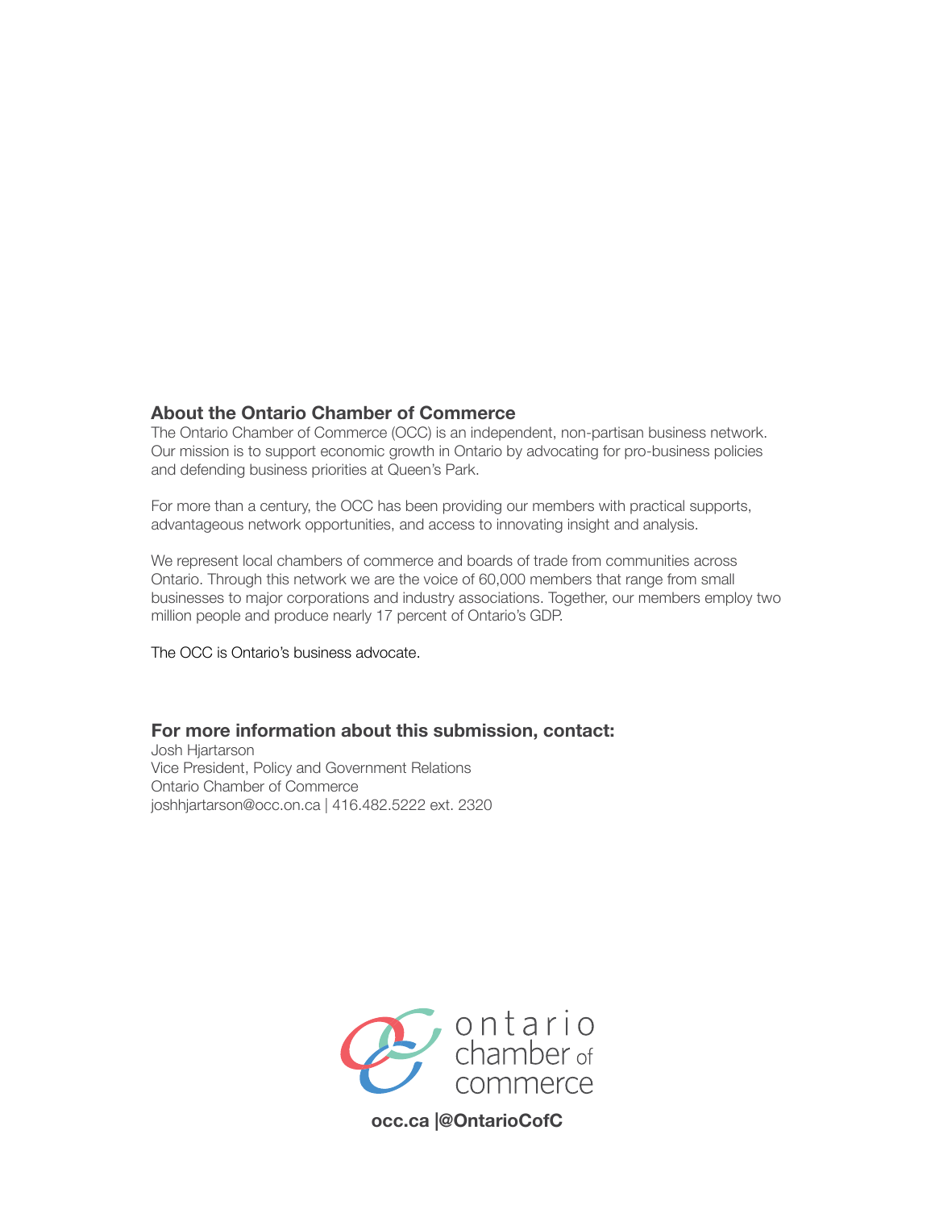## About the Ontario Chamber of Commerce

The Ontario Chamber of Commerce (OCC) is an independent, non-partisan business network. Our mission is to support economic growth in Ontario by advocating for pro-business policies and defending business priorities at Queen's Park.

For more than a century, the OCC has been providing our members with practical supports, advantageous network opportunities, and access to innovating insight and analysis.

We represent local chambers of commerce and boards of trade from communities across Ontario. Through this network we are the voice of 60,000 members that range from small businesses to major corporations and industry associations. Together, our members employ two million people and produce nearly 17 percent of Ontario's GDP.

The OCC is Ontario's business advocate.

## For more information about this submission, contact:

Josh Hjartarson
Vice President, Policy and Government Relations
Ontario Chamber of Commerce
joshhjartarson@occ.on.ca | 416.482.5222 ext. 2320

ontario chamber of commerce

**occ.ca |@OntarioCofC**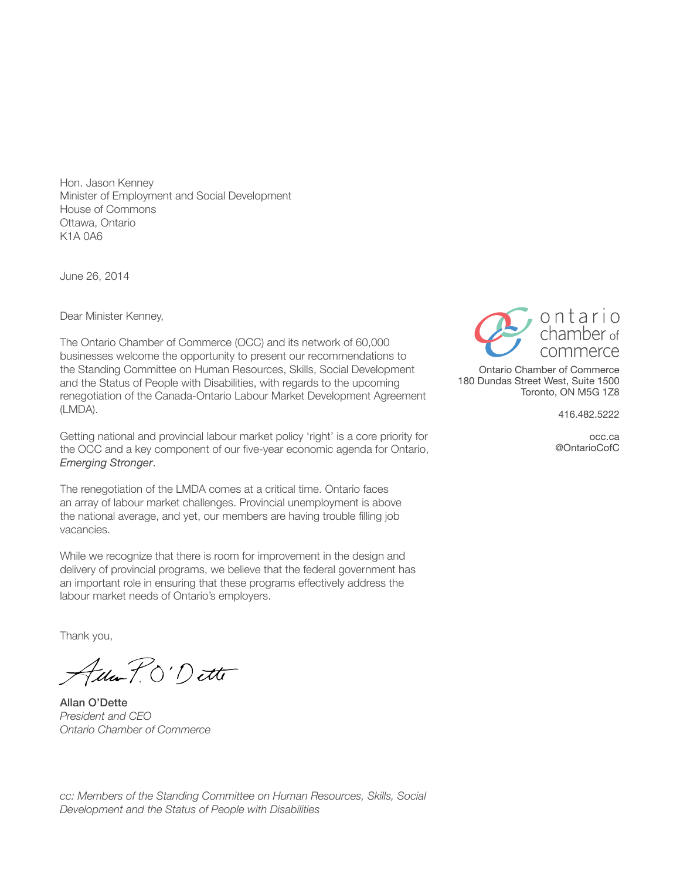Hon. Jason Kenney
Minister of Employment and Social Development
House of Commons
Ottawa, Ontario
K1A 0A6

June 26, 2014

ontario chamber of commerce

Ontario Chamber of Commerce
180 Dundas Street West, Suite 1500
Toronto, ON M5G 1Z8

416.482.5222

occ.ca
@OntarioCofC

Dear Minister Kenney,

The Ontario Chamber of Commerce (OCC) and its network of 60,000 businesses welcome the opportunity to present our recommendations to the Standing Committee on Human Resources, Skills, Social Development and the Status of People with Disabilities, with regards to the upcoming renegotiation of the Canada-Ontario Labour Market Development Agreement (LMDA).

Getting national and provincial labour market policy 'right' is a core priority for the OCC and a key component of our five-year economic agenda for Ontario, *Emerging Stronger*.

The renegotiation of the LMDA comes at a critical time. Ontario faces an array of labour market challenges. Provincial unemployment is above the national average, and yet, our members are having trouble filling job vacancies.

While we recognize that there is room for improvement in the design and delivery of provincial programs, we believe that the federal government has an important role in ensuring that these programs effectively address the labour market needs of Ontario's employers.

Thank you,

Allan P. O'Dette

**Allan O'Dette**
*President and CEO*
*Ontario Chamber of Commerce*

*cc: Members of the Standing Committee on Human Resources, Skills, Social Development and the Status of People with Disabilities*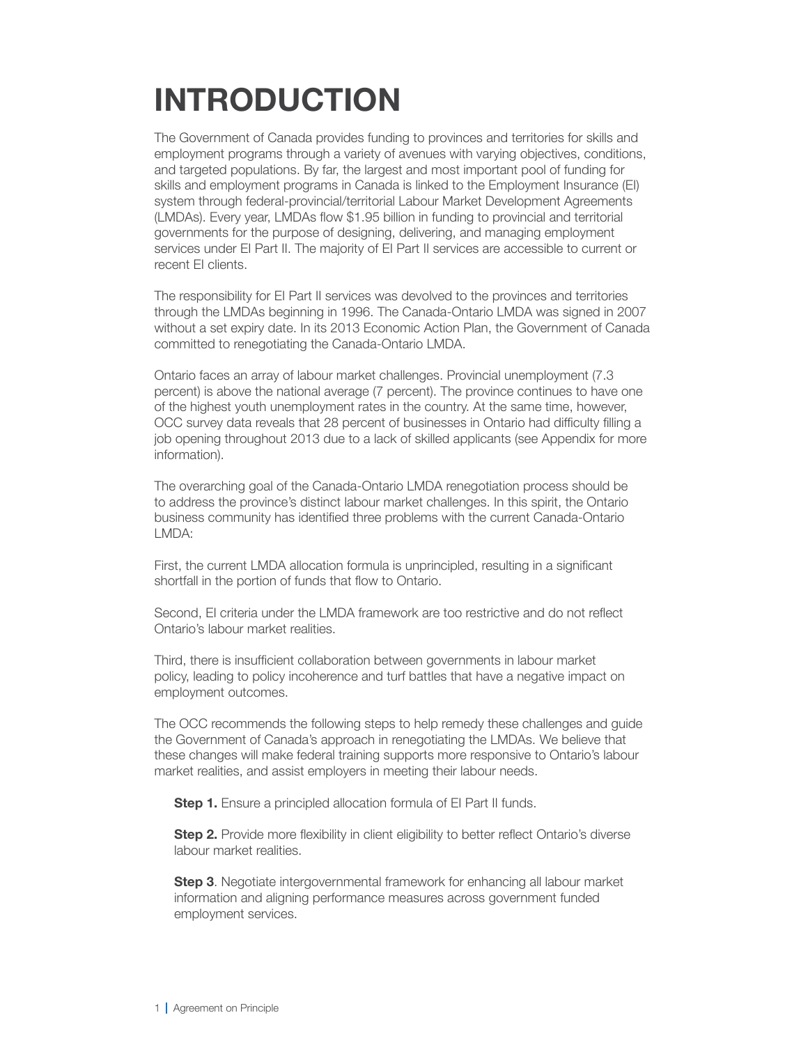# INTRODUCTION

The Government of Canada provides funding to provinces and territories for skills and employment programs through a variety of avenues with varying objectives, conditions, and targeted populations. By far, the largest and most important pool of funding for skills and employment programs in Canada is linked to the Employment Insurance (EI) system through federal-provincial/territorial Labour Market Development Agreements (LMDAs). Every year, LMDAs flow $1.95 billion in funding to provincial and territorial governments for the purpose of designing, delivering, and managing employment services under EI Part II. The majority of EI Part II services are accessible to current or recent EI clients.

The responsibility for EI Part II services was devolved to the provinces and territories through the LMDAs beginning in 1996. The Canada-Ontario LMDA was signed in 2007 without a set expiry date. In its 2013 Economic Action Plan, the Government of Canada committed to renegotiating the Canada-Ontario LMDA.

Ontario faces an array of labour market challenges. Provincial unemployment (7.3 percent) is above the national average (7 percent). The province continues to have one of the highest youth unemployment rates in the country. At the same time, however, OCC survey data reveals that 28 percent of businesses in Ontario had difficulty filling a job opening throughout 2013 due to a lack of skilled applicants (see Appendix for more information).

The overarching goal of the Canada-Ontario LMDA renegotiation process should be to address the province's distinct labour market challenges. In this spirit, the Ontario business community has identified three problems with the current Canada-Ontario LMDA:

First, the current LMDA allocation formula is unprincipled, resulting in a significant shortfall in the portion of funds that flow to Ontario.

Second, EI criteria under the LMDA framework are too restrictive and do not reflect Ontario's labour market realities.

Third, there is insufficient collaboration between governments in labour market policy, leading to policy incoherence and turf battles that have a negative impact on employment outcomes.

The OCC recommends the following steps to help remedy these challenges and guide the Government of Canada's approach in renegotiating the LMDAs. We believe that these changes will make federal training supports more responsive to Ontario's labour market realities, and assist employers in meeting their labour needs.

**Step 1.** Ensure a principled allocation formula of EI Part II funds.

**Step 2.** Provide more flexibility in client eligibility to better reflect Ontario's diverse labour market realities.

**Step 3**. Negotiate intergovernmental framework for enhancing all labour market information and aligning performance measures across government funded employment services.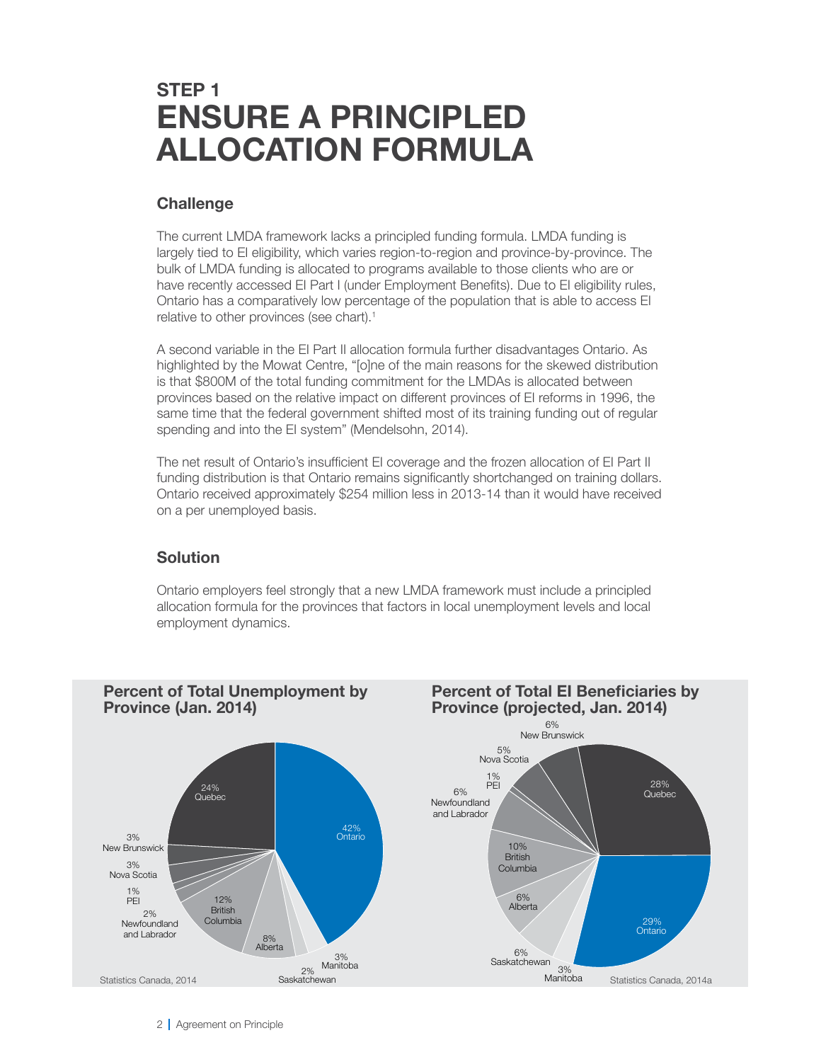## STEP 1
# ENSURE A PRINCIPLED ALLOCATION FORMULA

### Challenge

The current LMDA framework lacks a principled funding formula. LMDA funding is largely tied to EI eligibility, which varies region-to-region and province-by-province. The bulk of LMDA funding is allocated to programs available to those clients who are or have recently accessed EI Part I (under Employment Benefits). Due to EI eligibility rules, Ontario has a comparatively low percentage of the population that is able to access EI relative to other provinces (see chart).[1]

A second variable in the EI Part II allocation formula further disadvantages Ontario. As highlighted by the Mowat Centre, "[o]ne of the main reasons for the skewed distribution is that $800M of the total funding commitment for the LMDAs is allocated between provinces based on the relative impact on different provinces of EI reforms in 1996, the same time that the federal government shifted most of its training funding out of regular spending and into the EI system" (Mendelsohn, 2014).

The net result of Ontario's insufficient EI coverage and the frozen allocation of EI Part II funding distribution is that Ontario remains significantly shortchanged on training dollars. Ontario received approximately $254 million less in 2013-14 than it would have received on a per unemployed basis.

### Solution

Ontario employers feel strongly that a new LMDA framework must include a principled allocation formula for the provinces that factors in local unemployment levels and local employment dynamics.

**Percent of Total Unemployment by Province (Jan. 2014)**

| Province | Percent |
|---|---|
| Ontario | 42% |
| Quebec | 24% |
| British Columbia | 12% |
| Alberta | 8% |
| New Brunswick | 3% |
| Nova Scotia | 3% |
| Manitoba | 3% |
| Newfoundland and Labrador | 2% |
| Saskatchewan | 2% |
| PEI | 1% |

Statistics Canada, 2014

**Percent of Total EI Beneficiaries by Province (projected, Jan. 2014)**

| Province | Percent |
|---|---|
| Ontario | 29% |
| Quebec | 28% |
| British Columbia | 10% |
| New Brunswick | 6% |
| Newfoundland and Labrador | 6% |
| Alberta | 6% |
| Saskatchewan | 6% |
| Nova Scotia | 5% |
| Manitoba | 3% |
| PEI | 1% |

Statistics Canada, 2014a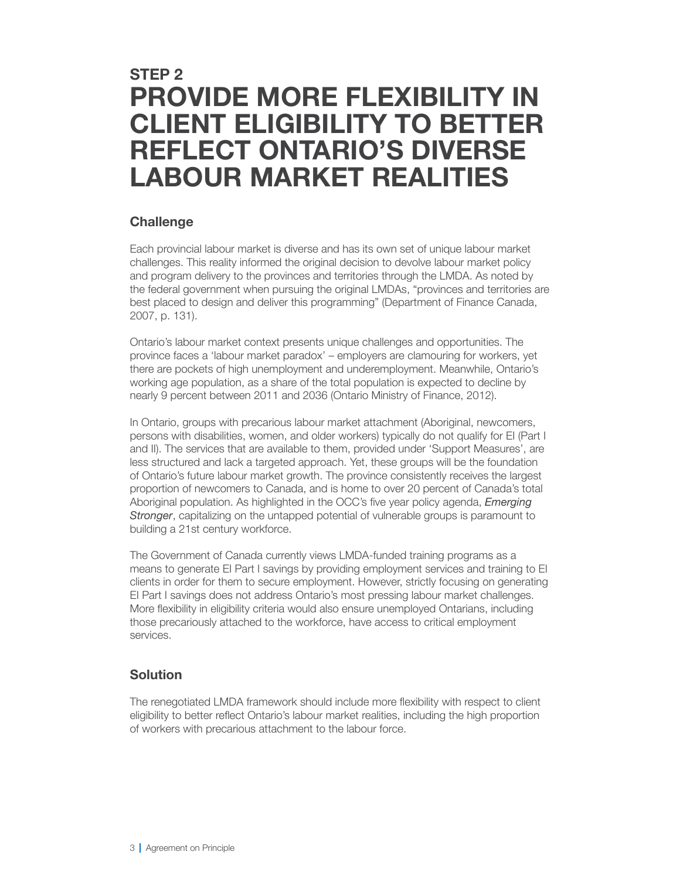## STEP 2

# PROVIDE MORE FLEXIBILITY IN CLIENT ELIGIBILITY TO BETTER REFLECT ONTARIO'S DIVERSE LABOUR MARKET REALITIES

### Challenge

Each provincial labour market is diverse and has its own set of unique labour market challenges. This reality informed the original decision to devolve labour market policy and program delivery to the provinces and territories through the LMDA. As noted by the federal government when pursuing the original LMDAs, "provinces and territories are best placed to design and deliver this programming" (Department of Finance Canada, 2007, p. 131).

Ontario's labour market context presents unique challenges and opportunities. The province faces a 'labour market paradox' – employers are clamouring for workers, yet there are pockets of high unemployment and underemployment. Meanwhile, Ontario's working age population, as a share of the total population is expected to decline by nearly 9 percent between 2011 and 2036 (Ontario Ministry of Finance, 2012).

In Ontario, groups with precarious labour market attachment (Aboriginal, newcomers, persons with disabilities, women, and older workers) typically do not qualify for EI (Part I and II). The services that are available to them, provided under 'Support Measures', are less structured and lack a targeted approach. Yet, these groups will be the foundation of Ontario's future labour market growth. The province consistently receives the largest proportion of newcomers to Canada, and is home to over 20 percent of Canada's total Aboriginal population. As highlighted in the OCC's five year policy agenda, *Emerging Stronger*, capitalizing on the untapped potential of vulnerable groups is paramount to building a 21st century workforce.

The Government of Canada currently views LMDA-funded training programs as a means to generate EI Part I savings by providing employment services and training to EI clients in order for them to secure employment. However, strictly focusing on generating EI Part I savings does not address Ontario's most pressing labour market challenges. More flexibility in eligibility criteria would also ensure unemployed Ontarians, including those precariously attached to the workforce, have access to critical employment services.

### Solution

The renegotiated LMDA framework should include more flexibility with respect to client eligibility to better reflect Ontario's labour market realities, including the high proportion of workers with precarious attachment to the labour force.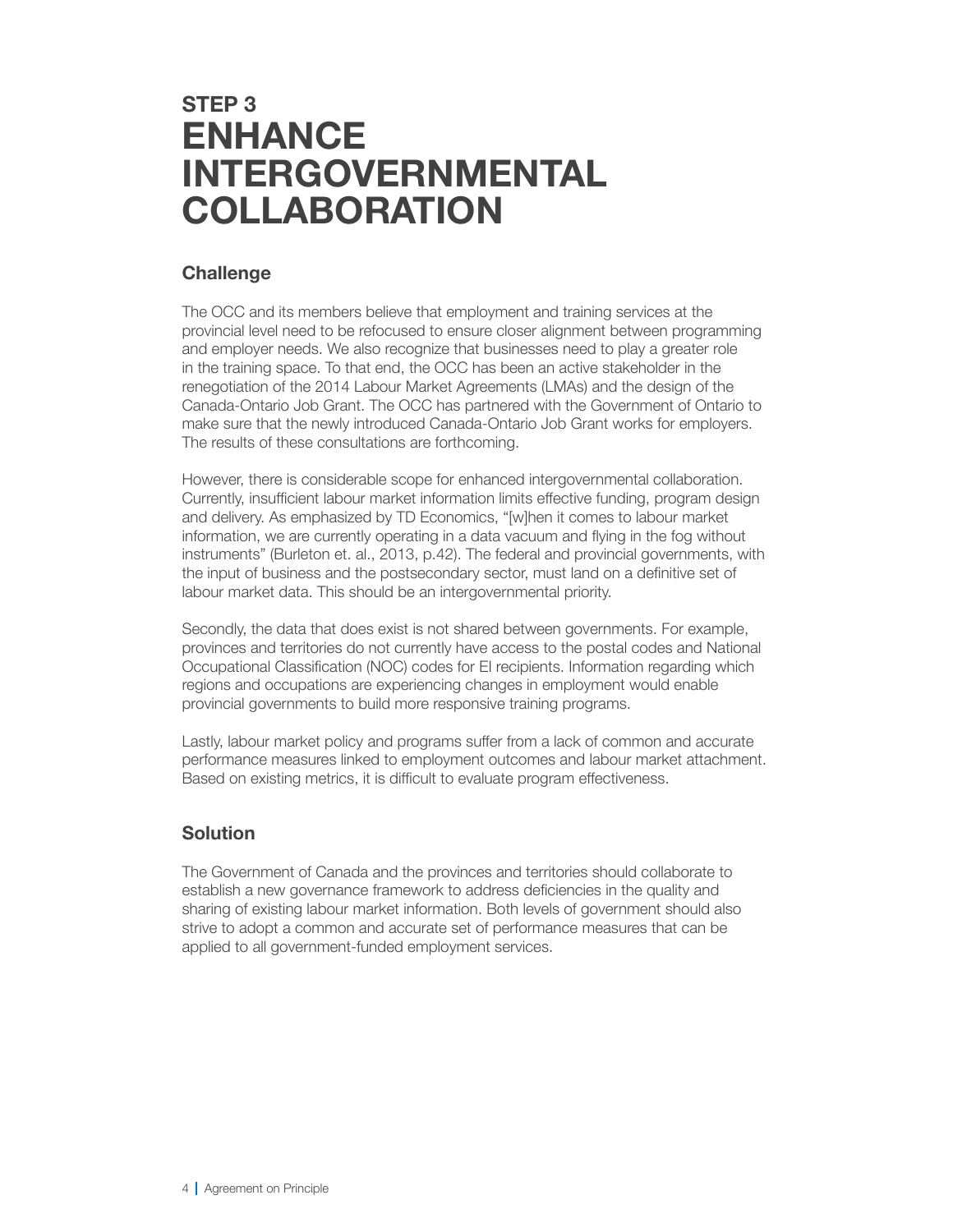# STEP 3
# ENHANCE INTERGOVERNMENTAL COLLABORATION

## Challenge

The OCC and its members believe that employment and training services at the provincial level need to be refocused to ensure closer alignment between programming and employer needs. We also recognize that businesses need to play a greater role in the training space. To that end, the OCC has been an active stakeholder in the renegotiation of the 2014 Labour Market Agreements (LMAs) and the design of the Canada-Ontario Job Grant. The OCC has partnered with the Government of Ontario to make sure that the newly introduced Canada-Ontario Job Grant works for employers. The results of these consultations are forthcoming.

However, there is considerable scope for enhanced intergovernmental collaboration. Currently, insufficient labour market information limits effective funding, program design and delivery. As emphasized by TD Economics, "[w]hen it comes to labour market information, we are currently operating in a data vacuum and flying in the fog without instruments" (Burleton et. al., 2013, p.42). The federal and provincial governments, with the input of business and the postsecondary sector, must land on a definitive set of labour market data. This should be an intergovernmental priority.

Secondly, the data that does exist is not shared between governments. For example, provinces and territories do not currently have access to the postal codes and National Occupational Classification (NOC) codes for EI recipients. Information regarding which regions and occupations are experiencing changes in employment would enable provincial governments to build more responsive training programs.

Lastly, labour market policy and programs suffer from a lack of common and accurate performance measures linked to employment outcomes and labour market attachment. Based on existing metrics, it is difficult to evaluate program effectiveness.

## Solution

The Government of Canada and the provinces and territories should collaborate to establish a new governance framework to address deficiencies in the quality and sharing of existing labour market information. Both levels of government should also strive to adopt a common and accurate set of performance measures that can be applied to all government-funded employment services.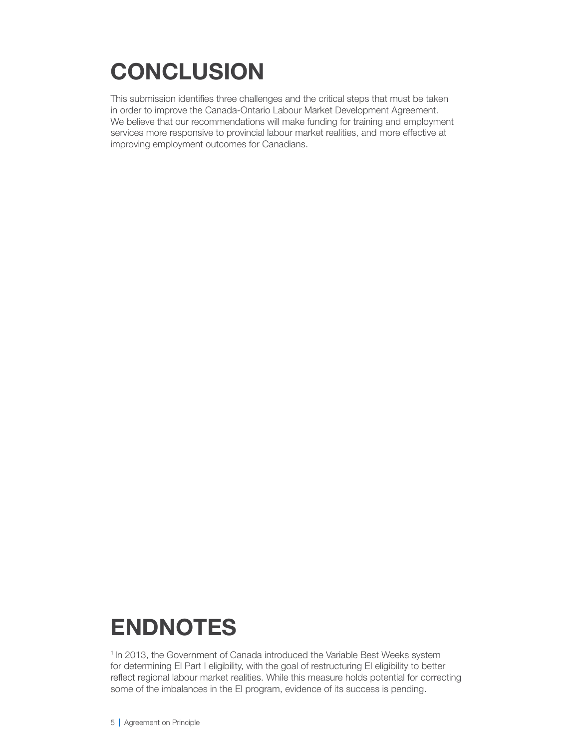# CONCLUSION

This submission identifies three challenges and the critical steps that must be taken in order to improve the Canada-Ontario Labour Market Development Agreement. We believe that our recommendations will make funding for training and employment services more responsive to provincial labour market realities, and more effective at improving employment outcomes for Canadians.

# ENDNOTES

[1] In 2013, the Government of Canada introduced the Variable Best Weeks system for determining EI Part I eligibility, with the goal of restructuring EI eligibility to better reflect regional labour market realities. While this measure holds potential for correcting some of the imbalances in the EI program, evidence of its success is pending.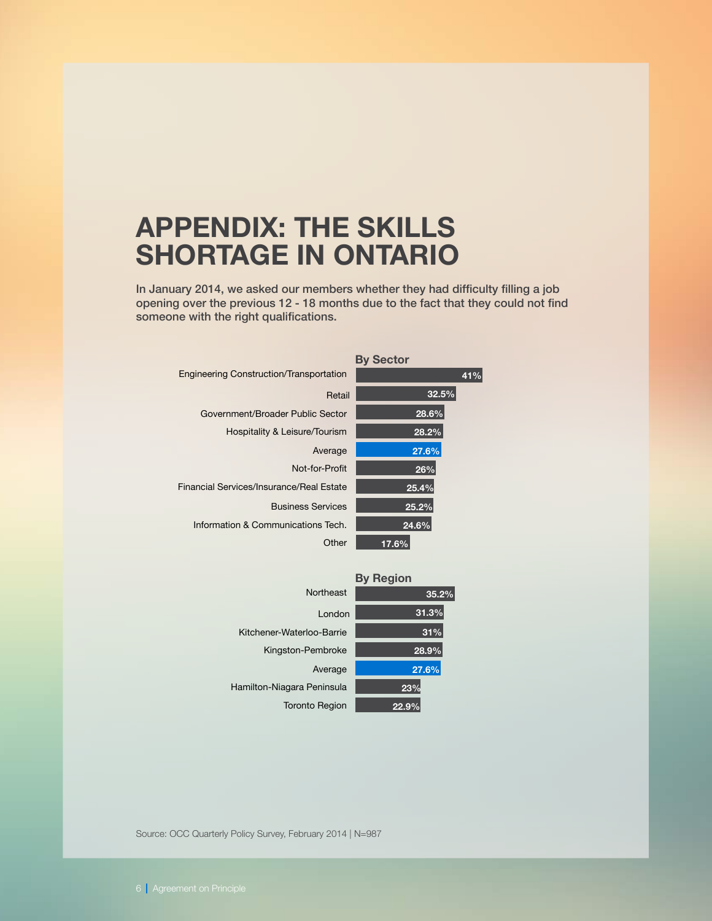# APPENDIX: THE SKILLS SHORTAGE IN ONTARIO

**In January 2014, we asked our members whether they had difficulty filling a job opening over the previous 12 - 18 months due to the fact that they could not find someone with the right qualifications.**

**By Sector**

| Sector | % |
|---|---|
| Engineering Construction/Transportation | 41% |
| Retail | 32.5% |
| Government/Broader Public Sector | 28.6% |
| Hospitality & Leisure/Tourism | 28.2% |
| Average | 27.6% |
| Not-for-Profit | 26% |
| Financial Services/Insurance/Real Estate | 25.4% |
| Business Services | 25.2% |
| Information & Communications Tech. | 24.6% |
| Other | 17.6% |

**By Region**

| Region | % |
|---|---|
| Northeast | 35.2% |
| London | 31.3% |
| Kitchener-Waterloo-Barrie | 31% |
| Kingston-Pembroke | 28.9% |
| Average | 27.6% |
| Hamilton-Niagara Peninsula | 23% |
| Toronto Region | 22.9% |

Source: OCC Quarterly Policy Survey, February 2014 | N=987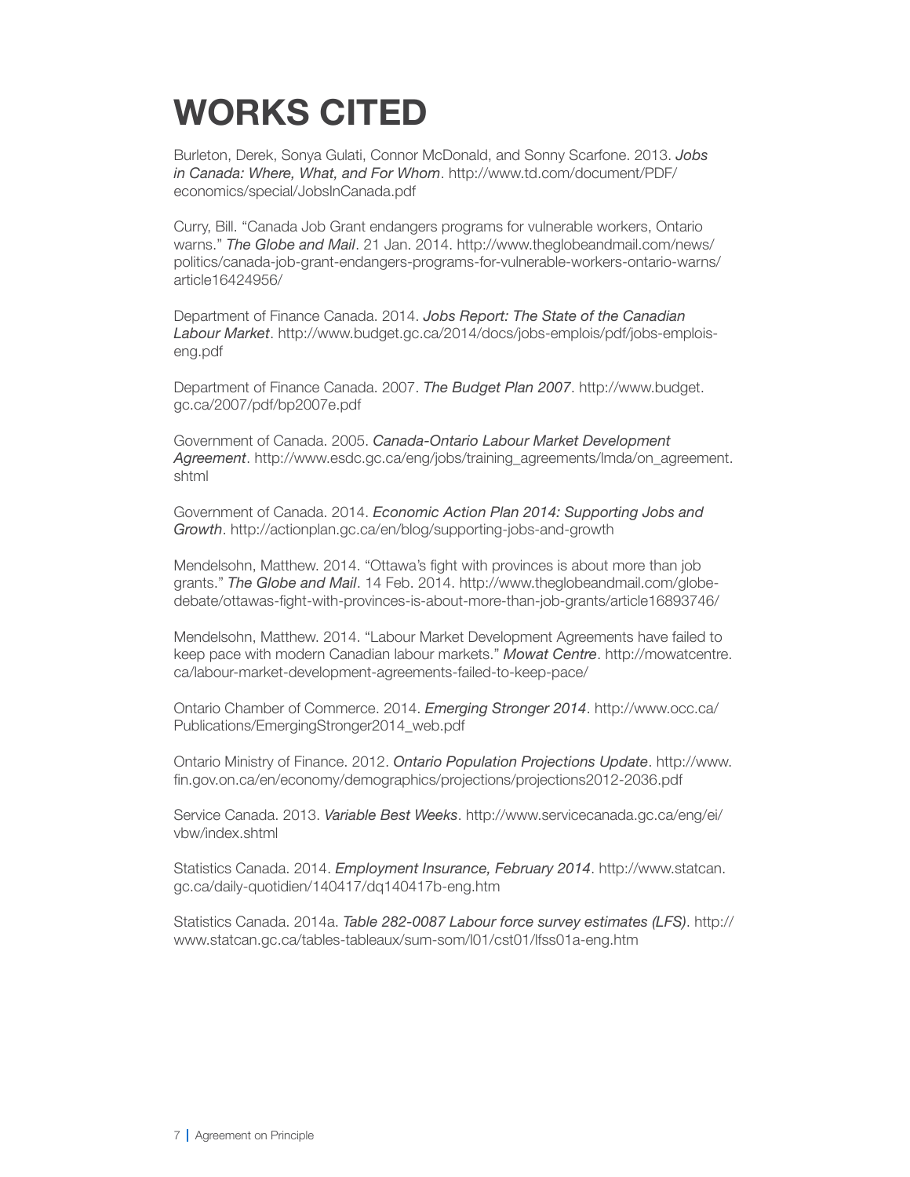# WORKS CITED

Burleton, Derek, Sonya Gulati, Connor McDonald, and Sonny Scarfone. 2013. *Jobs in Canada: Where, What, and For Whom*. http://www.td.com/document/PDF/economics/special/JobsInCanada.pdf

Curry, Bill. "Canada Job Grant endangers programs for vulnerable workers, Ontario warns." *The Globe and Mail*. 21 Jan. 2014. http://www.theglobeandmail.com/news/politics/canada-job-grant-endangers-programs-for-vulnerable-workers-ontario-warns/article16424956/

Department of Finance Canada. 2014. *Jobs Report: The State of the Canadian Labour Market*. http://www.budget.gc.ca/2014/docs/jobs-emplois/pdf/jobs-emplois-eng.pdf

Department of Finance Canada. 2007. *The Budget Plan 2007*. http://www.budget.gc.ca/2007/pdf/bp2007e.pdf

Government of Canada. 2005. *Canada-Ontario Labour Market Development Agreement*. http://www.esdc.gc.ca/eng/jobs/training_agreements/lmda/on_agreement.shtml

Government of Canada. 2014. *Economic Action Plan 2014: Supporting Jobs and Growth*. http://actionplan.gc.ca/en/blog/supporting-jobs-and-growth

Mendelsohn, Matthew. 2014. "Ottawa's fight with provinces is about more than job grants." *The Globe and Mail*. 14 Feb. 2014. http://www.theglobeandmail.com/globe-debate/ottawas-fight-with-provinces-is-about-more-than-job-grants/article16893746/

Mendelsohn, Matthew. 2014. "Labour Market Development Agreements have failed to keep pace with modern Canadian labour markets." *Mowat Centre*. http://mowatcentre.ca/labour-market-development-agreements-failed-to-keep-pace/

Ontario Chamber of Commerce. 2014. *Emerging Stronger 2014*. http://www.occ.ca/Publications/EmergingStronger2014_web.pdf

Ontario Ministry of Finance. 2012. *Ontario Population Projections Update*. http://www.fin.gov.on.ca/en/economy/demographics/projections/projections2012-2036.pdf

Service Canada. 2013. *Variable Best Weeks*. http://www.servicecanada.gc.ca/eng/ei/vbw/index.shtml

Statistics Canada. 2014. *Employment Insurance, February 2014*. http://www.statcan.gc.ca/daily-quotidien/140417/dq140417b-eng.htm

Statistics Canada. 2014a. *Table 282-0087 Labour force survey estimates (LFS)*. http://www.statcan.gc.ca/tables-tableaux/sum-som/l01/cst01/lfss01a-eng.htm